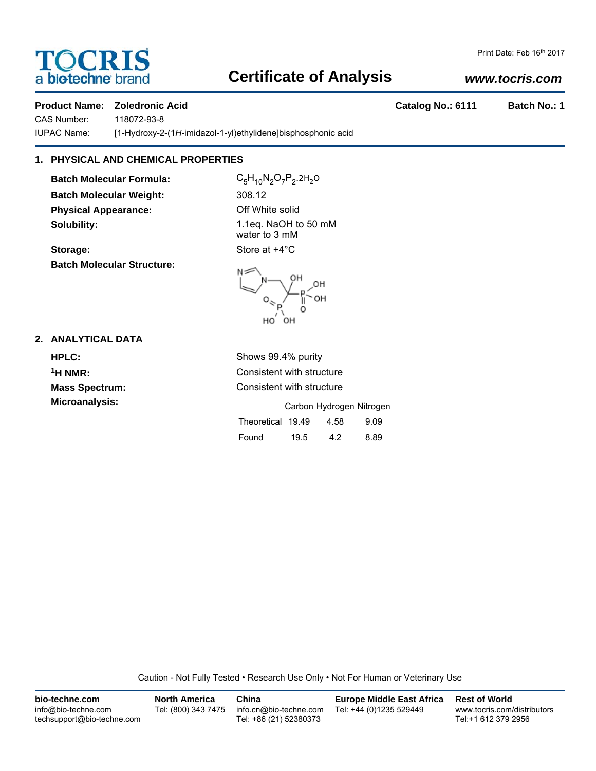TOCRIS
a biotechne brand

Print Date: Feb 16th 2017

# Certificate of Analysis

www.tocris.com

**Product Name: Zoledronic Acid** | **Catalog No.: 6111** | **Batch No.: 1**

CAS Number: 118072-93-8

IUPAC Name: [1-Hydroxy-2-(1*H*-imidazol-1-yl)ethylidene]bisphosphonic acid

## 1. PHYSICAL AND CHEMICAL PROPERTIES

**Batch Molecular Formula:** $C_5H_{10}N_2O_7P_2.2H_2O$

**Batch Molecular Weight:** 308.12

**Physical Appearance:** Off White solid

**Solubility:** 1.1eq. NaOH to 50 mM
water to 3 mM

**Storage:** Store at +4°C

**Batch Molecular Structure:**

## 2. ANALYTICAL DATA

**HPLC:** Shows 99.4% purity

**$^1$H NMR:** Consistent with structure

**Mass Spectrum:** Consistent with structure

**Microanalysis:**

| | Carbon | Hydrogen | Nitrogen |
|---|---|---|---|
| Theoretical | 19.49 | 4.58 | 9.09 |
| Found | 19.5 | 4.2 | 8.89 |

Caution - Not Fully Tested • Research Use Only • Not For Human or Veterinary Use

**bio-techne.com**
info@bio-techne.com
techsupport@bio-techne.com

**North America**
Tel: (800) 343 7475

**China**
info.cn@bio-techne.com
Tel: +86 (21) 52380373

**Europe Middle East Africa**
Tel: +44 (0)1235 529449

**Rest of World**
www.tocris.com/distributors
Tel:+1 612 379 2956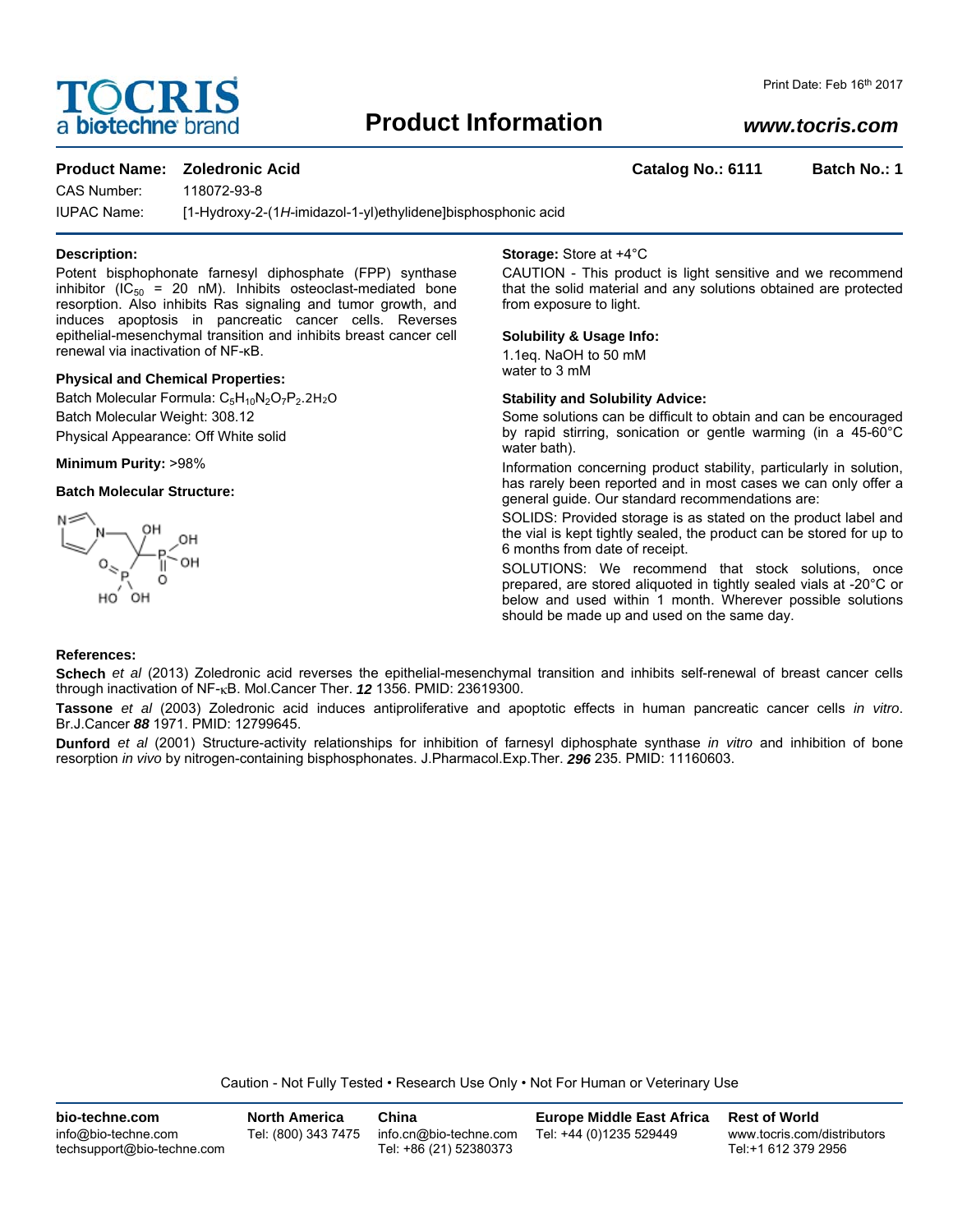# Product Information

Print Date: Feb 16th 2017

www.tocris.com

**Product Name:** **Zoledronic Acid** **Catalog No.: 6111** **Batch No.: 1**

CAS Number: 118072-93-8

IUPAC Name: [1-Hydroxy-2-(1*H*-imidazol-1-yl)ethylidene]bisphosphonic acid

### Description:

Potent bisphophonate farnesyl diphosphate (FPP) synthase inhibitor ($IC_{50}$ = 20 nM). Inhibits osteoclast-mediated bone resorption. Also inhibits Ras signaling and tumor growth, and induces apoptosis in pancreatic cancer cells. Reverses epithelial-mesenchymal transition and inhibits breast cancer cell renewal via inactivation of NF-κB.

### Physical and Chemical Properties:

Batch Molecular Formula: $C_5H_{10}N_2O_7P_2.2H_2O$

Batch Molecular Weight: 308.12

Physical Appearance: Off White solid

**Minimum Purity:** >98%

### Batch Molecular Structure:

### Storage: Store at +4°C

CAUTION - This product is light sensitive and we recommend that the solid material and any solutions obtained are protected from exposure to light.

### Solubility & Usage Info:

1.1eq. NaOH to 50 mM

water to 3 mM

### Stability and Solubility Advice:

Some solutions can be difficult to obtain and can be encouraged by rapid stirring, sonication or gentle warming (in a 45-60°C water bath).

Information concerning product stability, particularly in solution, has rarely been reported and in most cases we can only offer a general guide. Our standard recommendations are:

SOLIDS: Provided storage is as stated on the product label and the vial is kept tightly sealed, the product can be stored for up to 6 months from date of receipt.

SOLUTIONS: We recommend that stock solutions, once prepared, are stored aliquoted in tightly sealed vials at -20°C or below and used within 1 month. Wherever possible solutions should be made up and used on the same day.

### References:

**Schech** *et al* (2013) Zoledronic acid reverses the epithelial-mesenchymal transition and inhibits self-renewal of breast cancer cells through inactivation of NF-κB. Mol.Cancer Ther. ***12*** 1356. PMID: 23619300.

**Tassone** *et al* (2003) Zoledronic acid induces antiproliferative and apoptotic effects in human pancreatic cancer cells *in vitro*. Br.J.Cancer ***88*** 1971. PMID: 12799645.

**Dunford** *et al* (2001) Structure-activity relationships for inhibition of farnesyl diphosphate synthase *in vitro* and inhibition of bone resorption *in vivo* by nitrogen-containing bisphosphonates. J.Pharmacol.Exp.Ther. ***296*** 235. PMID: 11160603.

Caution - Not Fully Tested • Research Use Only • Not For Human or Veterinary Use

**bio-techne.com**
info@bio-techne.com
techsupport@bio-techne.com

**North America**
Tel: (800) 343 7475

**China**
info.cn@bio-techne.com
Tel: +86 (21) 52380373

**Europe Middle East Africa**
Tel: +44 (0)1235 529449

**Rest of World**
www.tocris.com/distributors
Tel:+1 612 379 2956